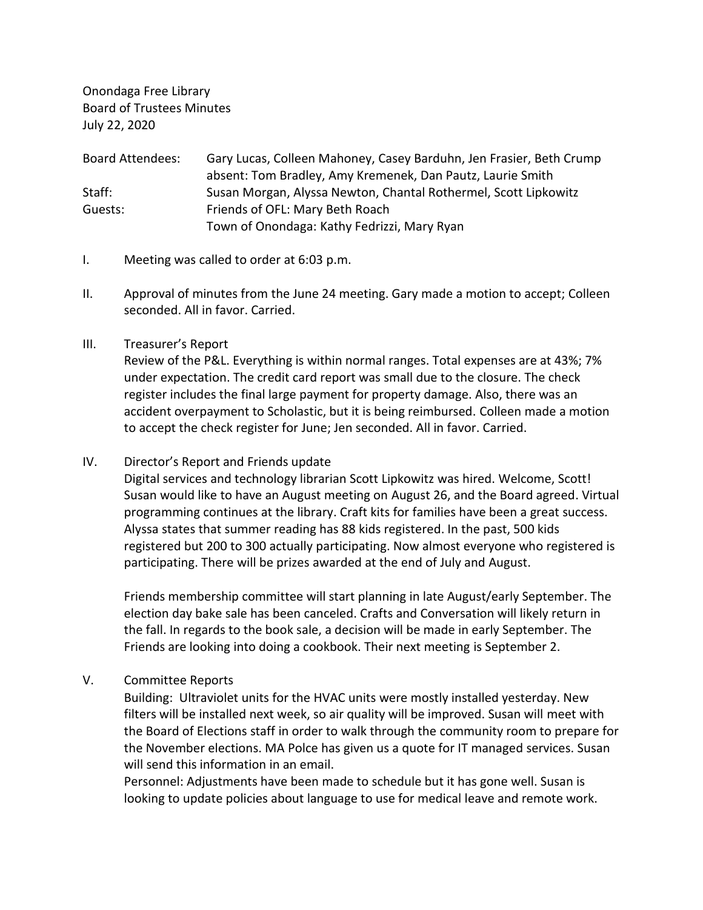Onondaga Free Library
Board of Trustees Minutes
July 22, 2020

| | |
|---|---|
| Board Attendees: | Gary Lucas, Colleen Mahoney, Casey Barduhn, Jen Frasier, Beth Crump<br>absent: Tom Bradley, Amy Kremenek, Dan Pautz, Laurie Smith |
| Staff: | Susan Morgan, Alyssa Newton, Chantal Rothermel, Scott Lipkowitz |
| Guests: | Friends of OFL: Mary Beth Roach<br>Town of Onondaga: Kathy Fedrizzi, Mary Ryan |

I. Meeting was called to order at 6:03 p.m.

II. Approval of minutes from the June 24 meeting. Gary made a motion to accept; Colleen seconded. All in favor. Carried.

III. Treasurer's Report
Review of the P&L. Everything is within normal ranges. Total expenses are at 43%; 7% under expectation. The credit card report was small due to the closure. The check register includes the final large payment for property damage. Also, there was an accident overpayment to Scholastic, but it is being reimbursed. Colleen made a motion to accept the check register for June; Jen seconded. All in favor. Carried.

IV. Director's Report and Friends update
Digital services and technology librarian Scott Lipkowitz was hired. Welcome, Scott! Susan would like to have an August meeting on August 26, and the Board agreed. Virtual programming continues at the library. Craft kits for families have been a great success. Alyssa states that summer reading has 88 kids registered. In the past, 500 kids registered but 200 to 300 actually participating. Now almost everyone who registered is participating. There will be prizes awarded at the end of July and August.

Friends membership committee will start planning in late August/early September. The election day bake sale has been canceled. Crafts and Conversation will likely return in the fall. In regards to the book sale, a decision will be made in early September. The Friends are looking into doing a cookbook. Their next meeting is September 2.

V. Committee Reports
Building: Ultraviolet units for the HVAC units were mostly installed yesterday. New filters will be installed next week, so air quality will be improved. Susan will meet with the Board of Elections staff in order to walk through the community room to prepare for the November elections. MA Polce has given us a quote for IT managed services. Susan will send this information in an email.
Personnel: Adjustments have been made to schedule but it has gone well. Susan is looking to update policies about language to use for medical leave and remote work.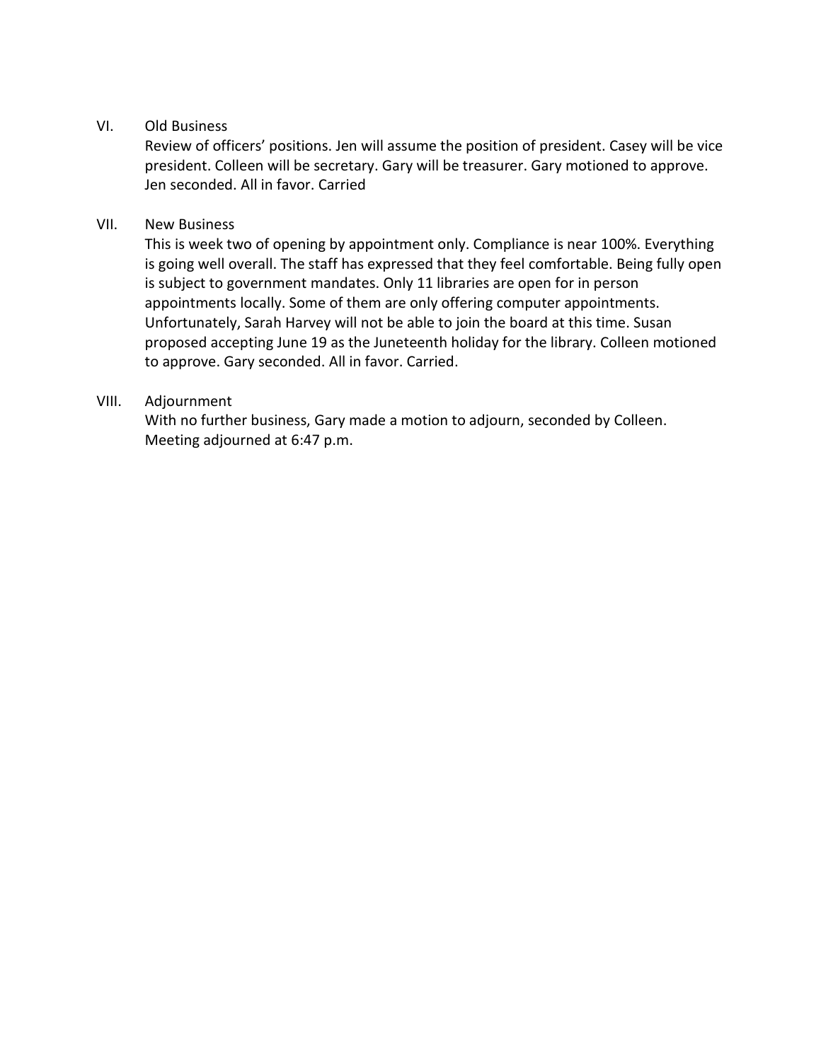VI. Old Business

Review of officers' positions. Jen will assume the position of president. Casey will be vice president. Colleen will be secretary. Gary will be treasurer. Gary motioned to approve. Jen seconded. All in favor. Carried

VII. New Business

This is week two of opening by appointment only. Compliance is near 100%. Everything is going well overall. The staff has expressed that they feel comfortable. Being fully open is subject to government mandates. Only 11 libraries are open for in person appointments locally. Some of them are only offering computer appointments. Unfortunately, Sarah Harvey will not be able to join the board at this time. Susan proposed accepting June 19 as the Juneteenth holiday for the library. Colleen motioned to approve. Gary seconded. All in favor. Carried.

VIII. Adjournment

With no further business, Gary made a motion to adjourn, seconded by Colleen. Meeting adjourned at 6:47 p.m.